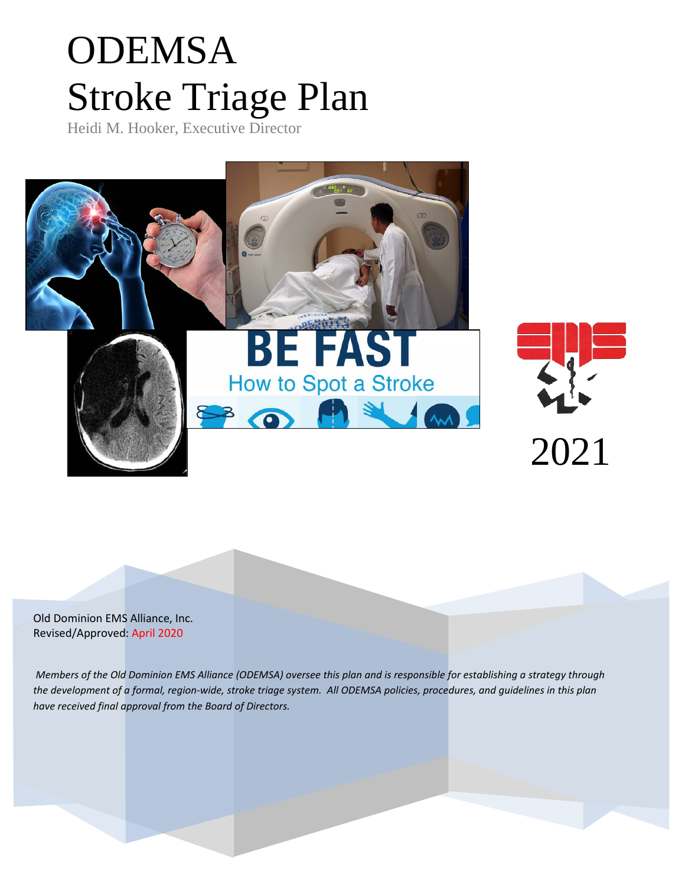# ODEMSA
# Stroke Triage Plan

Heidi M. Hooker, Executive Director

BE FAST
How to Spot a Stroke

2021

Old Dominion EMS Alliance, Inc.
Revised/Approved: April 2020

*Members of the Old Dominion EMS Alliance (ODEMSA) oversee this plan and is responsible for establishing a strategy through the development of a formal, region-wide, stroke triage system. All ODEMSA policies, procedures, and guidelines in this plan have received final approval from the Board of Directors.*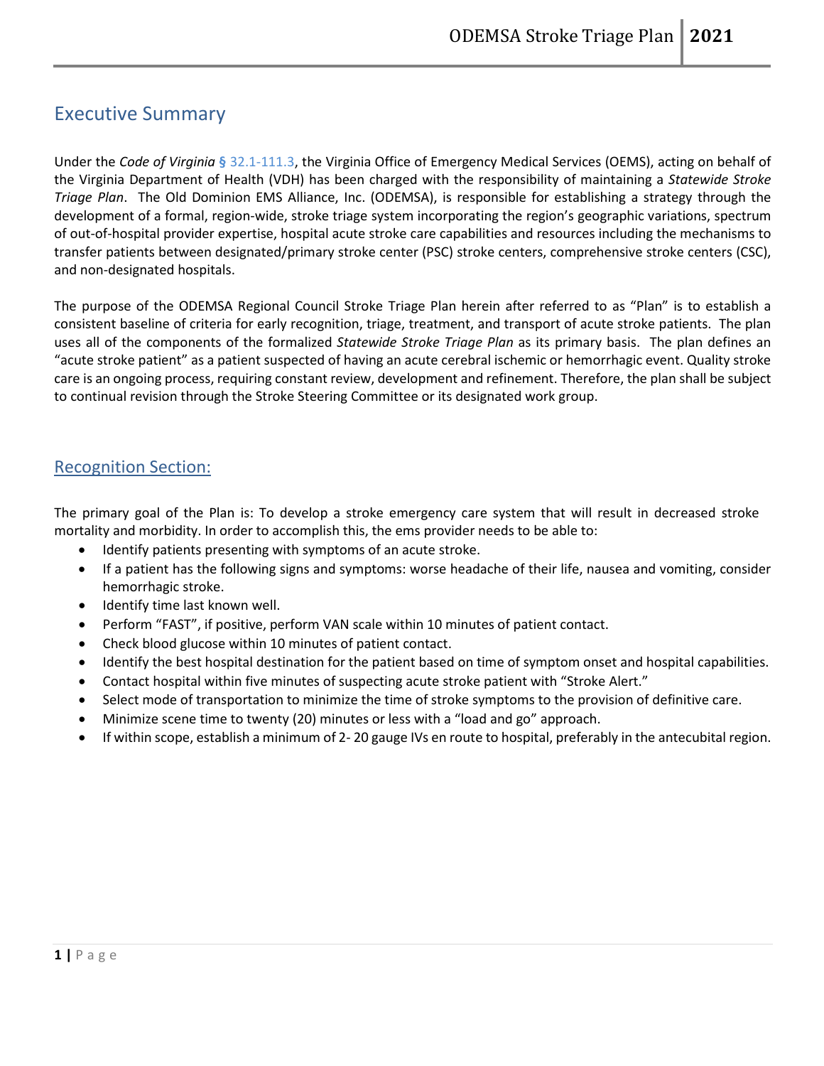# Executive Summary

Under the *Code of Virginia* § 32.1-111.3, the Virginia Office of Emergency Medical Services (OEMS), acting on behalf of the Virginia Department of Health (VDH) has been charged with the responsibility of maintaining a *Statewide Stroke Triage Plan*. The Old Dominion EMS Alliance, Inc. (ODEMSA), is responsible for establishing a strategy through the development of a formal, region-wide, stroke triage system incorporating the region's geographic variations, spectrum of out-of-hospital provider expertise, hospital acute stroke care capabilities and resources including the mechanisms to transfer patients between designated/primary stroke center (PSC) stroke centers, comprehensive stroke centers (CSC), and non-designated hospitals.

The purpose of the ODEMSA Regional Council Stroke Triage Plan herein after referred to as "Plan" is to establish a consistent baseline of criteria for early recognition, triage, treatment, and transport of acute stroke patients. The plan uses all of the components of the formalized *Statewide Stroke Triage Plan* as its primary basis. The plan defines an "acute stroke patient" as a patient suspected of having an acute cerebral ischemic or hemorrhagic event. Quality stroke care is an ongoing process, requiring constant review, development and refinement. Therefore, the plan shall be subject to continual revision through the Stroke Steering Committee or its designated work group.

## Recognition Section:

The primary goal of the Plan is: To develop a stroke emergency care system that will result in decreased stroke mortality and morbidity. In order to accomplish this, the ems provider needs to be able to:

- Identify patients presenting with symptoms of an acute stroke.
- If a patient has the following signs and symptoms: worse headache of their life, nausea and vomiting, consider hemorrhagic stroke.
- Identify time last known well.
- Perform "FAST", if positive, perform VAN scale within 10 minutes of patient contact.
- Check blood glucose within 10 minutes of patient contact.
- Identify the best hospital destination for the patient based on time of symptom onset and hospital capabilities.
- Contact hospital within five minutes of suspecting acute stroke patient with "Stroke Alert."
- Select mode of transportation to minimize the time of stroke symptoms to the provision of definitive care.
- Minimize scene time to twenty (20) minutes or less with a "load and go" approach.
- If within scope, establish a minimum of 2- 20 gauge IVs en route to hospital, preferably in the antecubital region.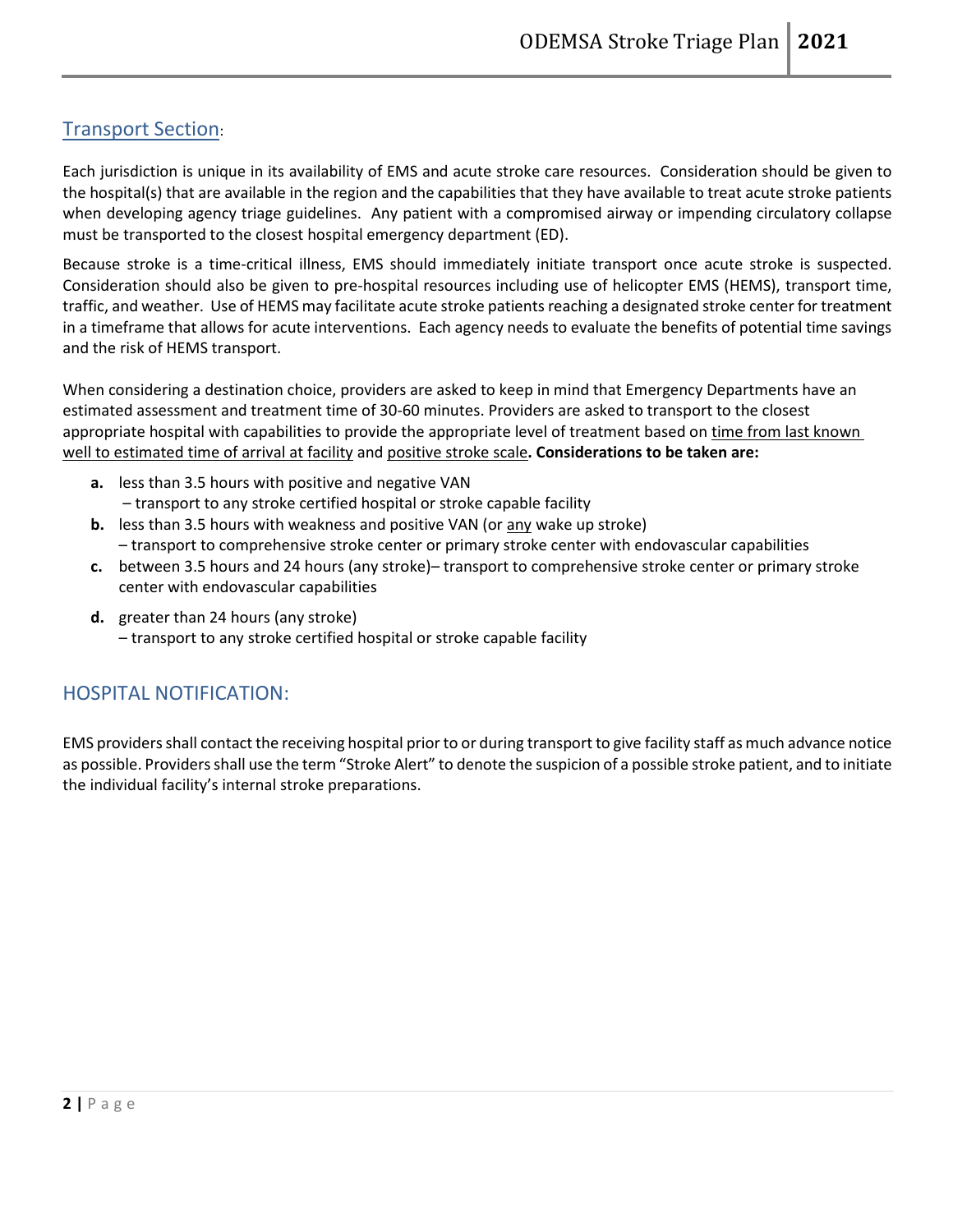## Transport Section:

Each jurisdiction is unique in its availability of EMS and acute stroke care resources. Consideration should be given to the hospital(s) that are available in the region and the capabilities that they have available to treat acute stroke patients when developing agency triage guidelines. Any patient with a compromised airway or impending circulatory collapse must be transported to the closest hospital emergency department (ED).

Because stroke is a time-critical illness, EMS should immediately initiate transport once acute stroke is suspected. Consideration should also be given to pre-hospital resources including use of helicopter EMS (HEMS), transport time, traffic, and weather. Use of HEMS may facilitate acute stroke patients reaching a designated stroke center for treatment in a timeframe that allows for acute interventions. Each agency needs to evaluate the benefits of potential time savings and the risk of HEMS transport.

When considering a destination choice, providers are asked to keep in mind that Emergency Departments have an estimated assessment and treatment time of 30-60 minutes. Providers are asked to transport to the closest appropriate hospital with capabilities to provide the appropriate level of treatment based on time from last known well to estimated time of arrival at facility and positive stroke scale**. Considerations to be taken are:**

- **a.** less than 3.5 hours with positive and negative VAN
  – transport to any stroke certified hospital or stroke capable facility
- **b.** less than 3.5 hours with weakness and positive VAN (or any wake up stroke)
  – transport to comprehensive stroke center or primary stroke center with endovascular capabilities
- **c.** between 3.5 hours and 24 hours (any stroke)– transport to comprehensive stroke center or primary stroke center with endovascular capabilities
- **d.** greater than 24 hours (any stroke)
  – transport to any stroke certified hospital or stroke capable facility

## HOSPITAL NOTIFICATION:

EMS providers shall contact the receiving hospital prior to or during transport to give facility staff as much advance notice as possible. Providers shall use the term "Stroke Alert" to denote the suspicion of a possible stroke patient, and to initiate the individual facility's internal stroke preparations.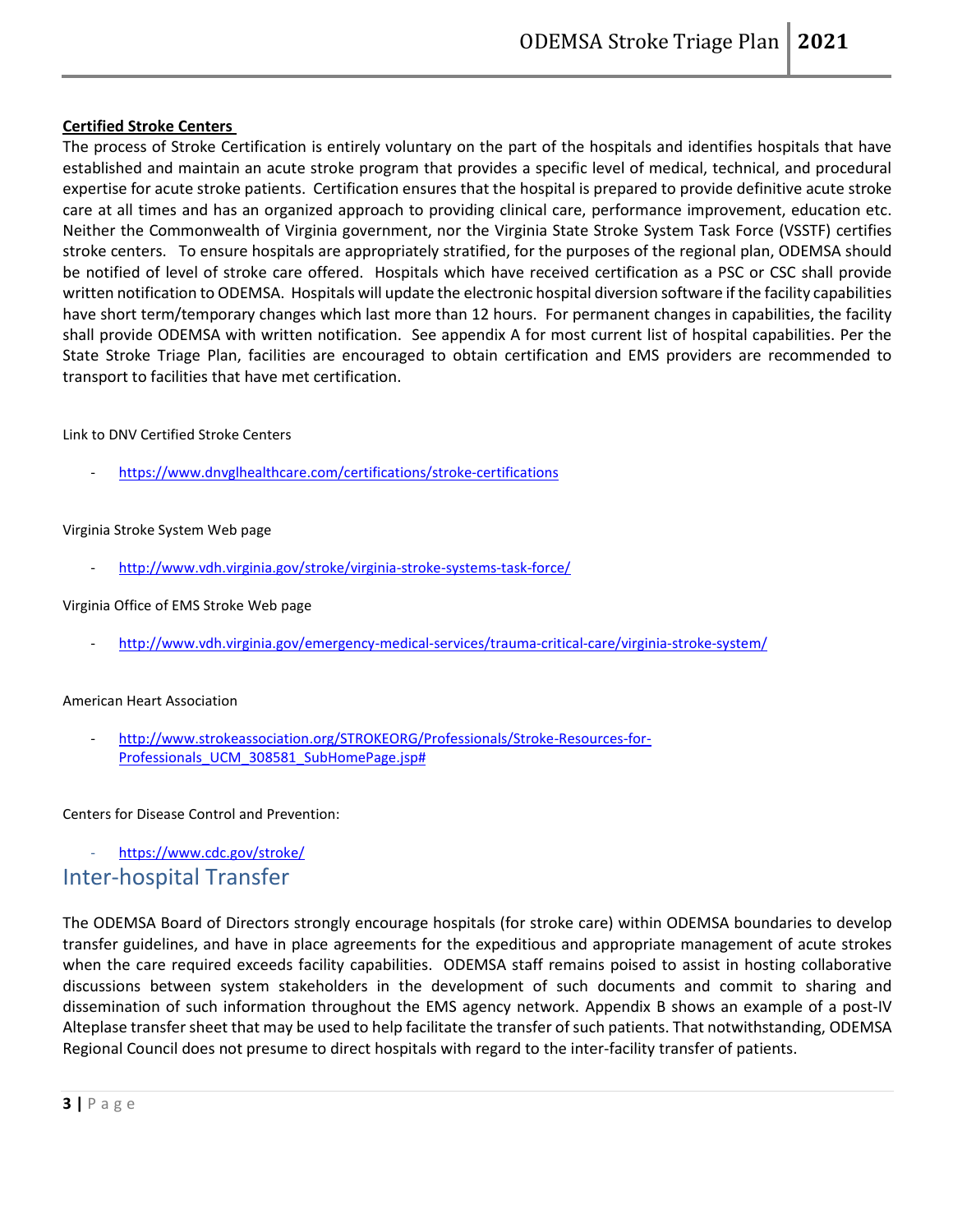**Certified Stroke Centers**

The process of Stroke Certification is entirely voluntary on the part of the hospitals and identifies hospitals that have established and maintain an acute stroke program that provides a specific level of medical, technical, and procedural expertise for acute stroke patients. Certification ensures that the hospital is prepared to provide definitive acute stroke care at all times and has an organized approach to providing clinical care, performance improvement, education etc. Neither the Commonwealth of Virginia government, nor the Virginia State Stroke System Task Force (VSSTF) certifies stroke centers. To ensure hospitals are appropriately stratified, for the purposes of the regional plan, ODEMSA should be notified of level of stroke care offered. Hospitals which have received certification as a PSC or CSC shall provide written notification to ODEMSA. Hospitals will update the electronic hospital diversion software if the facility capabilities have short term/temporary changes which last more than 12 hours. For permanent changes in capabilities, the facility shall provide ODEMSA with written notification. See appendix A for most current list of hospital capabilities. Per the State Stroke Triage Plan, facilities are encouraged to obtain certification and EMS providers are recommended to transport to facilities that have met certification.

Link to DNV Certified Stroke Centers

- https://www.dnvglhealthcare.com/certifications/stroke-certifications

Virginia Stroke System Web page

- http://www.vdh.virginia.gov/stroke/virginia-stroke-systems-task-force/

Virginia Office of EMS Stroke Web page

- http://www.vdh.virginia.gov/emergency-medical-services/trauma-critical-care/virginia-stroke-system/

American Heart Association

- http://www.strokeassociation.org/STROKEORG/Professionals/Stroke-Resources-for-Professionals_UCM_308581_SubHomePage.jsp#

Centers for Disease Control and Prevention:

- https://www.cdc.gov/stroke/

## Inter-hospital Transfer

The ODEMSA Board of Directors strongly encourage hospitals (for stroke care) within ODEMSA boundaries to develop transfer guidelines, and have in place agreements for the expeditious and appropriate management of acute strokes when the care required exceeds facility capabilities. ODEMSA staff remains poised to assist in hosting collaborative discussions between system stakeholders in the development of such documents and commit to sharing and dissemination of such information throughout the EMS agency network. Appendix B shows an example of a post-IV Alteplase transfer sheet that may be used to help facilitate the transfer of such patients. That notwithstanding, ODEMSA Regional Council does not presume to direct hospitals with regard to the inter-facility transfer of patients.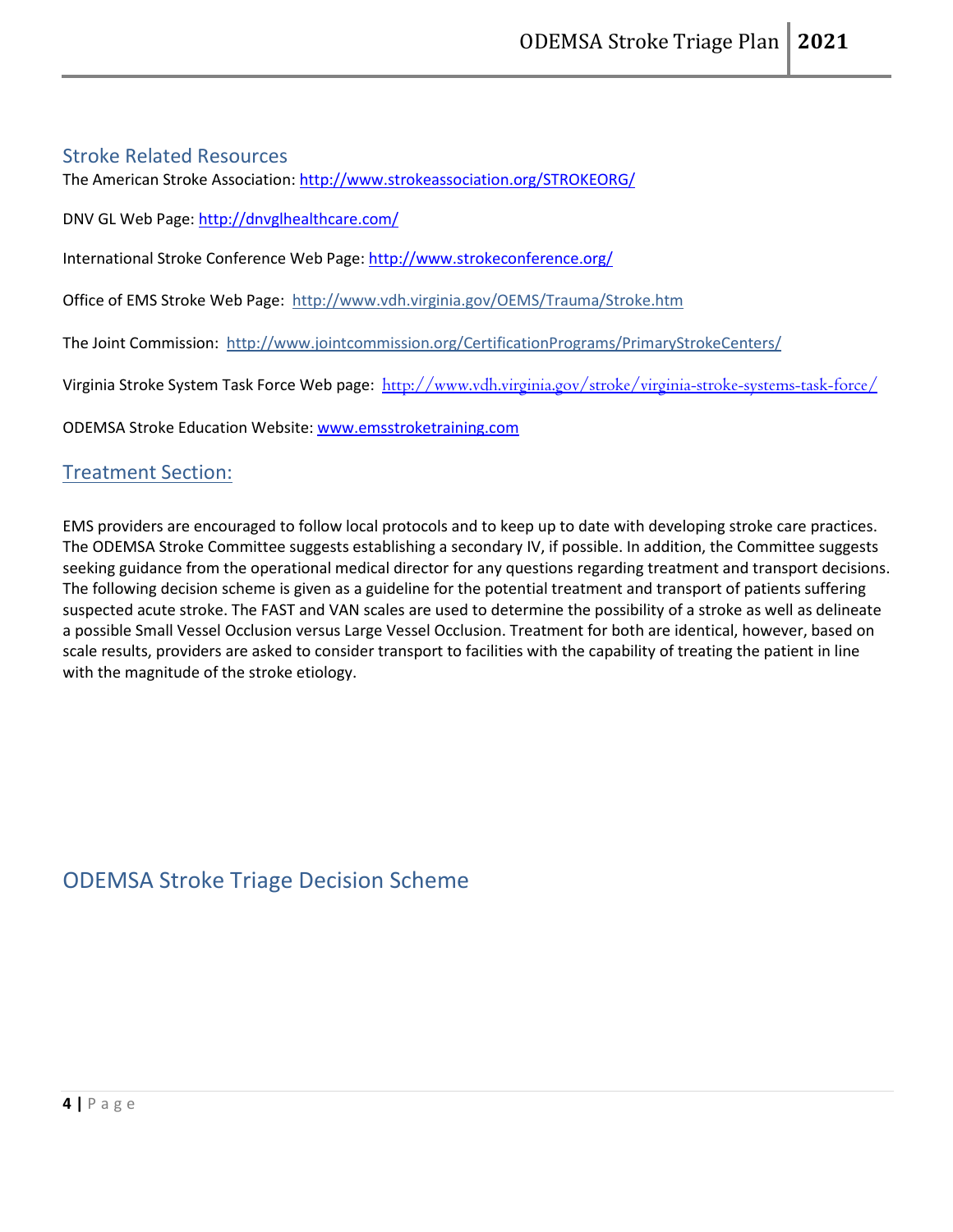## Stroke Related Resources

The American Stroke Association: http://www.strokeassociation.org/STROKEORG/

DNV GL Web Page: http://dnvglhealthcare.com/

International Stroke Conference Web Page: http://www.strokeconference.org/

Office of EMS Stroke Web Page: http://www.vdh.virginia.gov/OEMS/Trauma/Stroke.htm

The Joint Commission: http://www.jointcommission.org/CertificationPrograms/PrimaryStrokeCenters/

Virginia Stroke System Task Force Web page: http://www.vdh.virginia.gov/stroke/virginia-stroke-systems-task-force/

ODEMSA Stroke Education Website: www.emsstroketraining.com

## Treatment Section:

EMS providers are encouraged to follow local protocols and to keep up to date with developing stroke care practices. The ODEMSA Stroke Committee suggests establishing a secondary IV, if possible. In addition, the Committee suggests seeking guidance from the operational medical director for any questions regarding treatment and transport decisions. The following decision scheme is given as a guideline for the potential treatment and transport of patients suffering suspected acute stroke. The FAST and VAN scales are used to determine the possibility of a stroke as well as delineate a possible Small Vessel Occlusion versus Large Vessel Occlusion. Treatment for both are identical, however, based on scale results, providers are asked to consider transport to facilities with the capability of treating the patient in line with the magnitude of the stroke etiology.

## ODEMSA Stroke Triage Decision Scheme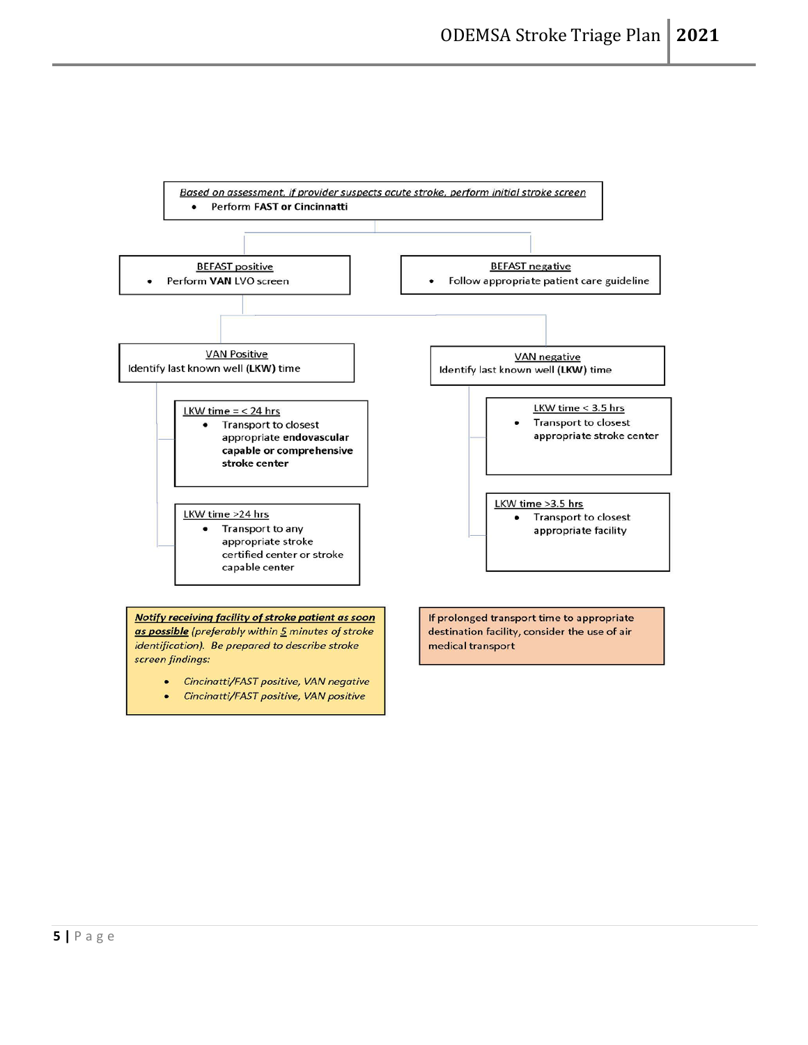*Based on assessment, if provider suspects acute stroke, perform initial stroke screen*

- Perform **FAST or Cincinnati**

BEFAST positive

- Perform **VAN** LVO screen

BEFAST negative

- Follow appropriate patient care guideline

VAN Positive

Identify last known well **(LKW)** time

LKW time = < 24 hrs

- Transport to closest appropriate **endovascular capable or comprehensive stroke center**

LKW time >24 hrs

- Transport to any appropriate stroke certified center or stroke capable center

VAN negative

Identify last known well **(LKW)** time

LKW time < 3.5 hrs

- Transport to closest appropriate stroke center

LKW time >3.5 hrs

- Transport to closest appropriate facility

***Notify receiving facility of stroke patient as soon as possible*** *(preferably within 5 minutes of stroke identification). Be prepared to describe stroke screen findings:*

- *Cincinatti/FAST positive, VAN negative*
- *Cincinatti/FAST positive, VAN positive*

If prolonged transport time to appropriate destination facility, consider the use of air medical transport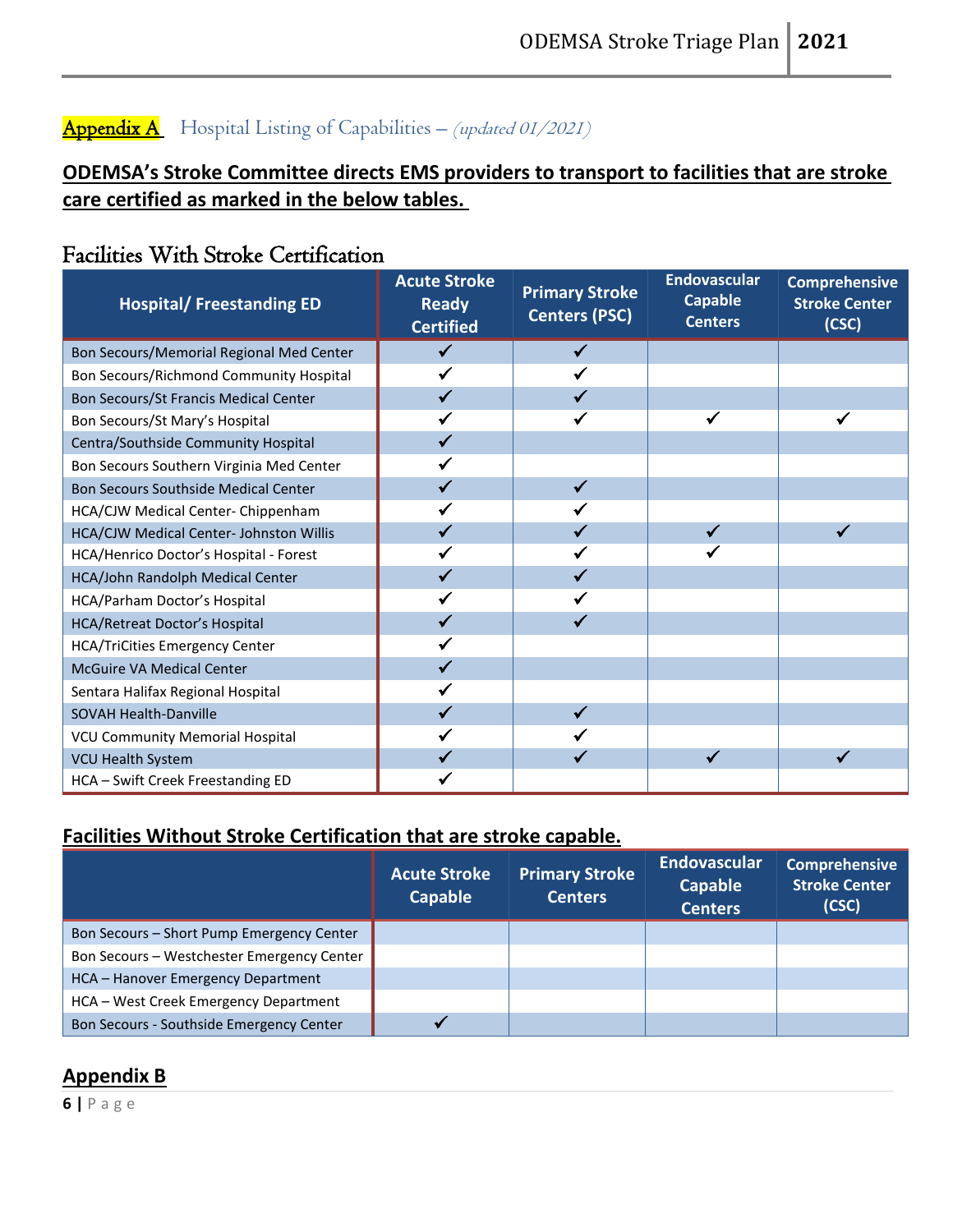## Appendix A Hospital Listing of Capabilities – *(updated 01/2021)*

**ODEMSA's Stroke Committee directs EMS providers to transport to facilities that are stroke care certified as marked in the below tables.**

### Facilities With Stroke Certification

| Hospital/ Freestanding ED | Acute Stroke Ready Certified | Primary Stroke Centers (PSC) | Endovascular Capable Centers | Comprehensive Stroke Center (CSC) |
|---|---|---|---|---|
| Bon Secours/Memorial Regional Med Center | ✓ | ✓ | | |
| Bon Secours/Richmond Community Hospital | ✓ | ✓ | | |
| Bon Secours/St Francis Medical Center | ✓ | ✓ | | |
| Bon Secours/St Mary's Hospital | ✓ | ✓ | ✓ | ✓ |
| Centra/Southside Community Hospital | ✓ | | | |
| Bon Secours Southern Virginia Med Center | ✓ | | | |
| Bon Secours Southside Medical Center | ✓ | ✓ | | |
| HCA/CJW Medical Center- Chippenham | ✓ | ✓ | | |
| HCA/CJW Medical Center- Johnston Willis | ✓ | ✓ | ✓ | ✓ |
| HCA/Henrico Doctor's Hospital - Forest | ✓ | ✓ | ✓ | |
| HCA/John Randolph Medical Center | ✓ | ✓ | | |
| HCA/Parham Doctor's Hospital | ✓ | ✓ | | |
| HCA/Retreat Doctor's Hospital | ✓ | ✓ | | |
| HCA/TriCities Emergency Center | ✓ | | | |
| McGuire VA Medical Center | ✓ | | | |
| Sentara Halifax Regional Hospital | ✓ | | | |
| SOVAH Health-Danville | ✓ | ✓ | | |
| VCU Community Memorial Hospital | ✓ | ✓ | | |
| VCU Health System | ✓ | ✓ | ✓ | ✓ |
| HCA – Swift Creek Freestanding ED | ✓ | | | |

### Facilities Without Stroke Certification that are stroke capable.

| | Acute Stroke Capable | Primary Stroke Centers | Endovascular Capable Centers | Comprehensive Stroke Center (CSC) |
|---|---|---|---|---|
| Bon Secours – Short Pump Emergency Center | | | | |
| Bon Secours – Westchester Emergency Center | | | | |
| HCA – Hanover Emergency Department | | | | |
| HCA – West Creek Emergency Department | | | | |
| Bon Secours - Southside Emergency Center | ✓ | | | |

## Appendix B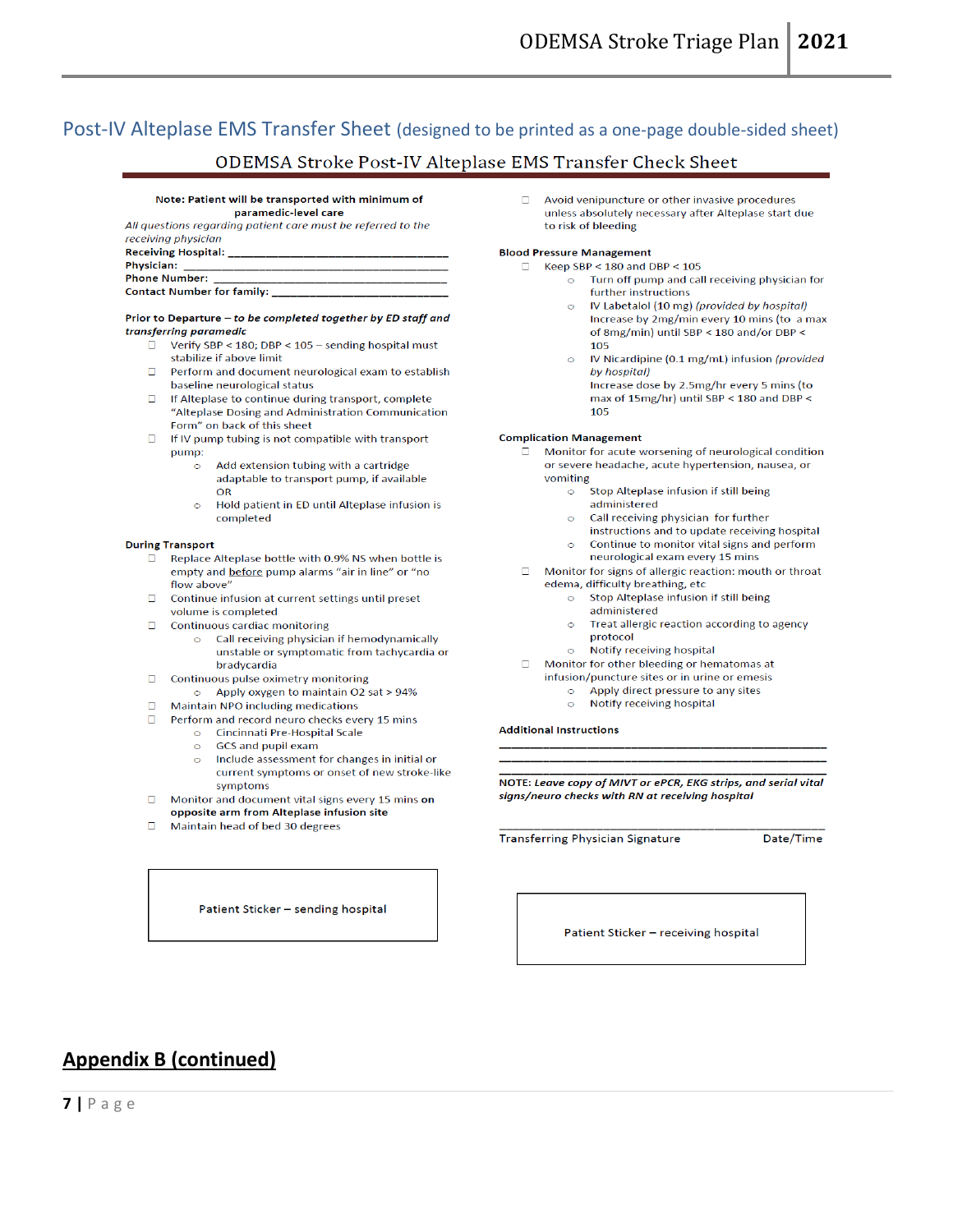## Post-IV Alteplase EMS Transfer Sheet (designed to be printed as a one-page double-sided sheet)

### ODEMSA Stroke Post-IV Alteplase EMS Transfer Check Sheet

**Note: Patient will be transported with minimum of paramedic-level care**

*All questions regarding patient care must be referred to the receiving physician*

**Receiving Hospital:** ______________________________

**Physician:** ______________________________

**Phone Number:** ______________________________

**Contact Number for family:** ______________________________

**Prior to Departure** – ***to be completed together by ED staff and transferring paramedic***

- ☐ Verify SBP < 180; DBP < 105 – sending hospital must stabilize if above limit
- ☐ Perform and document neurological exam to establish baseline neurological status
- ☐ If Alteplase to continue during transport, complete "Alteplase Dosing and Administration Communication Form" on back of this sheet
- ☐ If IV pump tubing is not compatible with transport pump:
  - Add extension tubing with a cartridge adaptable to transport pump, if available OR
  - Hold patient in ED until Alteplase infusion is completed

**During Transport**

- ☐ Replace Alteplase bottle with 0.9% NS when bottle is empty and before pump alarms "air in line" or "no flow above"
- ☐ Continue infusion at current settings until preset volume is completed
- ☐ Continuous cardiac monitoring
  - Call receiving physician if hemodynamically unstable or symptomatic from tachycardia or bradycardia
- ☐ Continuous pulse oximetry monitoring
  - Apply oxygen to maintain O2 sat > 94%
- ☐ Maintain NPO including medications
- ☐ Perform and record neuro checks every 15 mins
  - Cincinnati Pre-Hospital Scale
  - GCS and pupil exam
  - Include assessment for changes in initial or current symptoms or onset of new stroke-like symptoms
- ☐ Monitor and document vital signs every 15 mins **on opposite arm from Alteplase infusion site**
- ☐ Maintain head of bed 30 degrees
- ☐ Avoid venipuncture or other invasive procedures unless absolutely necessary after Alteplase start due to risk of bleeding

**Blood Pressure Management**

- ☐ Keep SBP < 180 and DBP < 105
  - Turn off pump and call receiving physician for further instructions
  - IV Labetalol (10 mg) *(provided by hospital)* Increase by 2mg/min every 10 mins (to a max of 8mg/min) until SBP < 180 and/or DBP < 105
  - IV Nicardipine (0.1 mg/mL) infusion *(provided by hospital)* Increase dose by 2.5mg/hr every 5 mins (to max of 15mg/hr) until SBP < 180 and DBP < 105

**Complication Management**

- ☐ Monitor for acute worsening of neurological condition or severe headache, acute hypertension, nausea, or vomiting
  - Stop Alteplase infusion if still being administered
  - Call receiving physician for further instructions and to update receiving hospital
  - Continue to monitor vital signs and perform neurological exam every 15 mins
- ☐ Monitor for signs of allergic reaction: mouth or throat edema, difficulty breathing, etc
  - Stop Alteplase infusion if still being administered
  - Treat allergic reaction according to agency protocol
  - Notify receiving hospital
- ☐ Monitor for other bleeding or hematomas at infusion/puncture sites or in urine or emesis
  - Apply direct pressure to any sites
  - Notify receiving hospital

**Additional Instructions**

______________________________

______________________________

______________________________

NOTE: ***Leave copy of MIVT or ePCR, EKG strips, and serial vital signs/neuro checks with RN at receiving hospital***

______________________________

Transferring Physician Signature Date/Time

Patient Sticker – sending hospital

Patient Sticker – receiving hospital

## Appendix B (continued)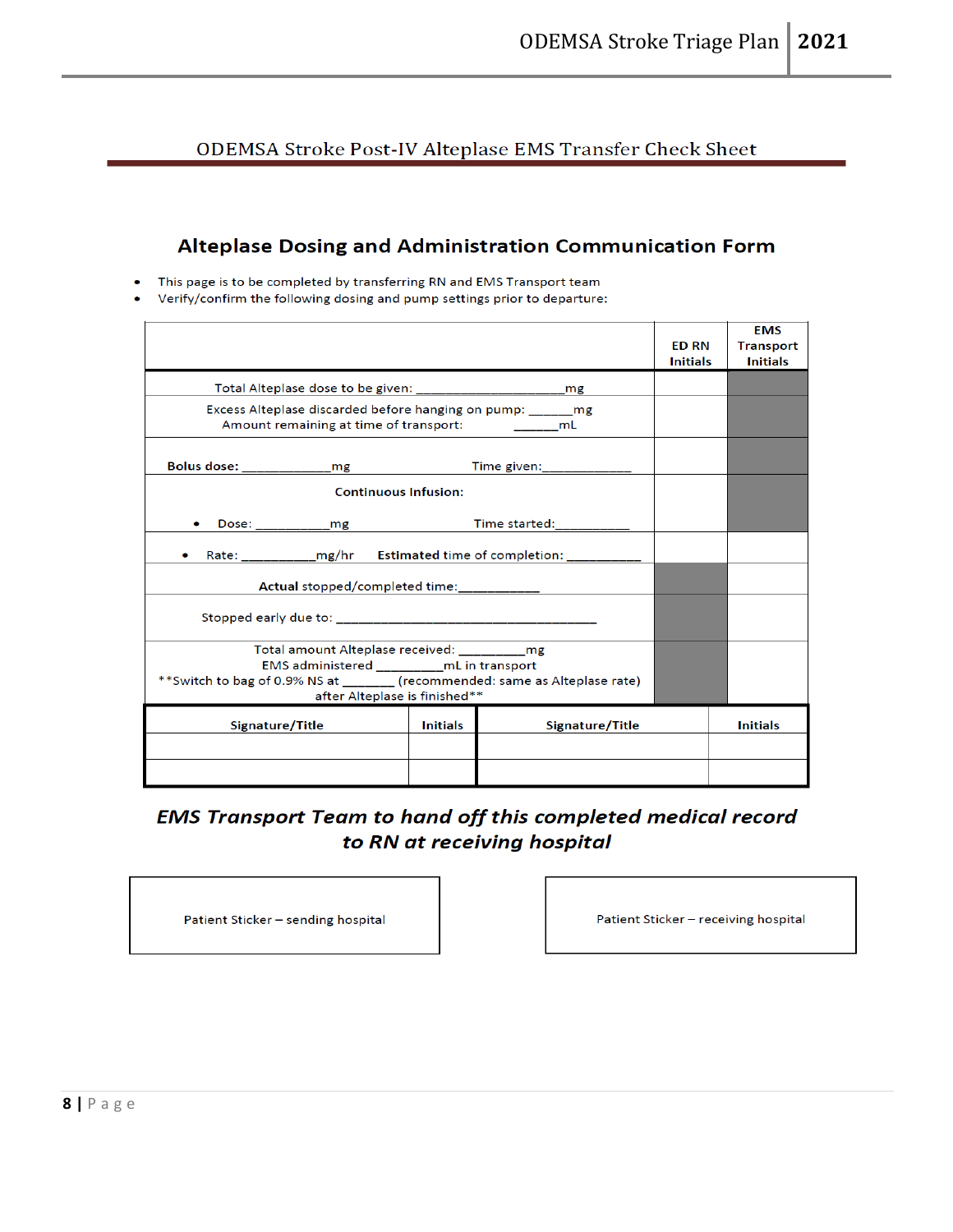## ODEMSA Stroke Post-IV Alteplase EMS Transfer Check Sheet

### Alteplase Dosing and Administration Communication Form

- This page is to be completed by transferring RN and EMS Transport team
- Verify/confirm the following dosing and pump settings prior to departure:

| | ED RN Initials | EMS Transport Initials |
|---|---|---|
| Total Alteplase dose to be given: ____________________mg | | |
| Excess Alteplase discarded before hanging on pump: _______mg<br>Amount remaining at time of transport: _______mL | | |
| **Bolus dose:** ____________mg Time given:____________ | | |
| **Continuous Infusion:**<br>• Dose: ___________mg Time started:___________ | | |
| • Rate: __________mg/hr **Estimated** time of completion: ___________ | | |
| **Actual** stopped/completed time:___________ | | |
| Stopped early due to: ______________________________________ | | |
| Total amount Alteplase received: __________mg<br>EMS administered __________mL in transport<br>**Switch to bag of 0.9% NS at _______ (recommended: same as Alteplase rate) after Alteplase is finished** | | |

| Signature/Title | Initials | Signature/Title | Initials |
|---|---|---|---|
| | | | |
| | | | |

***EMS Transport Team to hand off this completed medical record to RN at receiving hospital***

| Patient Sticker – sending hospital | Patient Sticker – receiving hospital |
|---|---|
| | |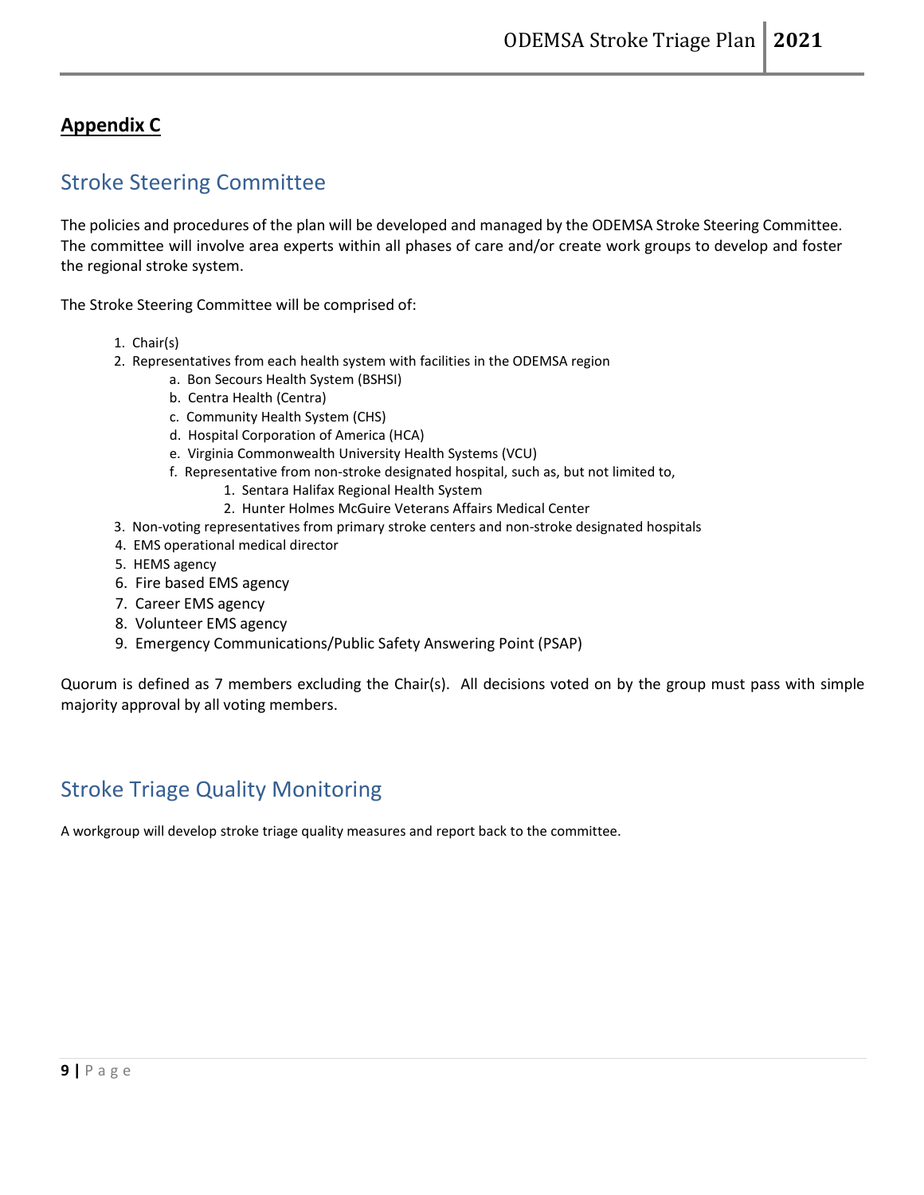## Appendix C

## Stroke Steering Committee

The policies and procedures of the plan will be developed and managed by the ODEMSA Stroke Steering Committee. The committee will involve area experts within all phases of care and/or create work groups to develop and foster the regional stroke system.

The Stroke Steering Committee will be comprised of:

1. Chair(s)
2. Representatives from each health system with facilities in the ODEMSA region
    a. Bon Secours Health System (BSHSI)
    b. Centra Health (Centra)
    c. Community Health System (CHS)
    d. Hospital Corporation of America (HCA)
    e. Virginia Commonwealth University Health Systems (VCU)
    f. Representative from non-stroke designated hospital, such as, but not limited to,
        1. Sentara Halifax Regional Health System
        2. Hunter Holmes McGuire Veterans Affairs Medical Center
3. Non-voting representatives from primary stroke centers and non-stroke designated hospitals
4. EMS operational medical director
5. HEMS agency
6. Fire based EMS agency
7. Career EMS agency
8. Volunteer EMS agency
9. Emergency Communications/Public Safety Answering Point (PSAP)

Quorum is defined as 7 members excluding the Chair(s). All decisions voted on by the group must pass with simple majority approval by all voting members.

## Stroke Triage Quality Monitoring

A workgroup will develop stroke triage quality measures and report back to the committee.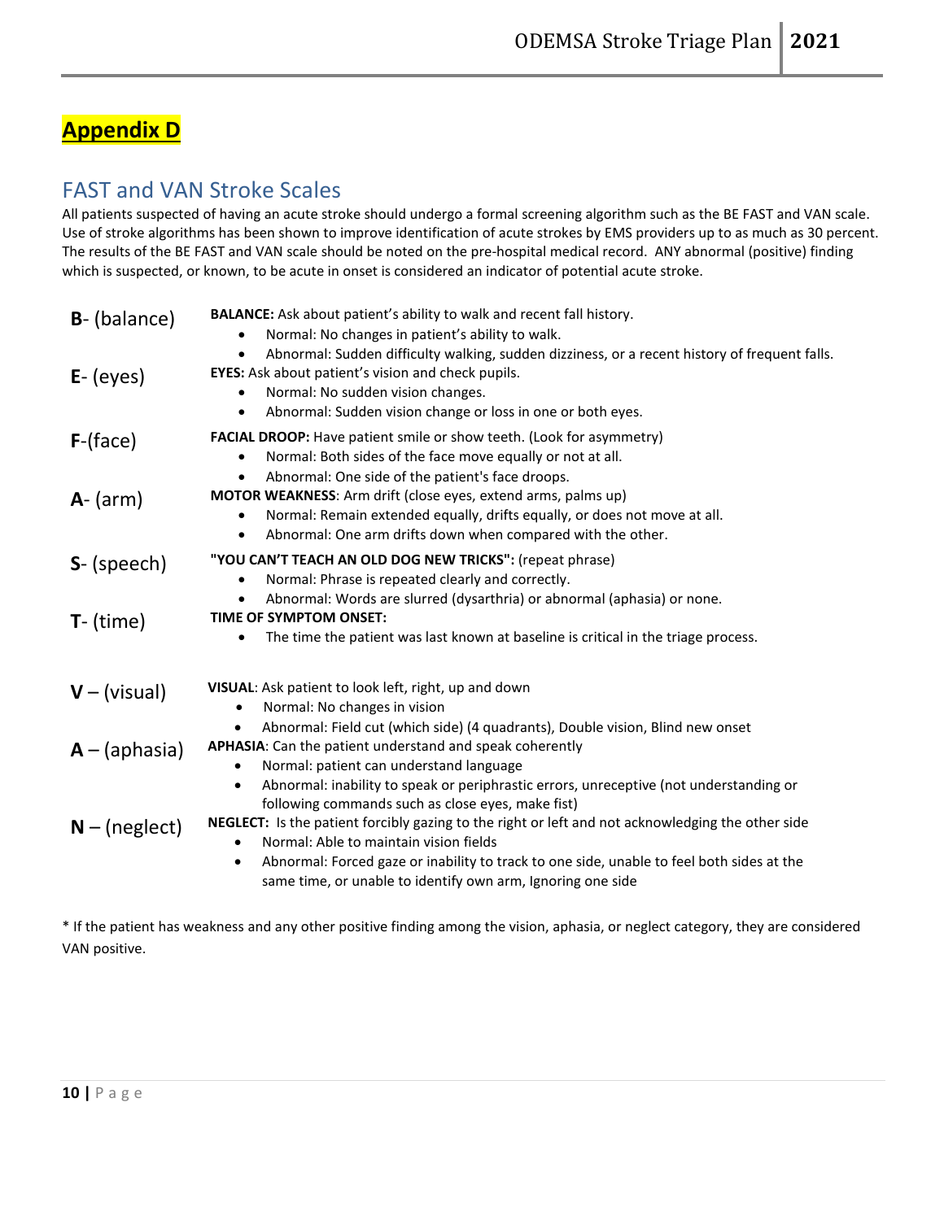# Appendix D

## FAST and VAN Stroke Scales

All patients suspected of having an acute stroke should undergo a formal screening algorithm such as the BE FAST and VAN scale. Use of stroke algorithms has been shown to improve identification of acute strokes by EMS providers up to as much as 30 percent. The results of the BE FAST and VAN scale should be noted on the pre-hospital medical record. ANY abnormal (positive) finding which is suspected, or known, to be acute in onset is considered an indicator of potential acute stroke.

**B**- (balance)

**BALANCE:** Ask about patient's ability to walk and recent fall history.

- Normal: No changes in patient's ability to walk.
- Abnormal: Sudden difficulty walking, sudden dizziness, or a recent history of frequent falls.

**E**- (eyes)

**EYES:** Ask about patient's vision and check pupils.

- Normal: No sudden vision changes.
- Abnormal: Sudden vision change or loss in one or both eyes.

**F**-(face)

**FACIAL DROOP:** Have patient smile or show teeth. (Look for asymmetry)

- Normal: Both sides of the face move equally or not at all.
- Abnormal: One side of the patient's face droops.

**A**- (arm)

**MOTOR WEAKNESS**: Arm drift (close eyes, extend arms, palms up)

- Normal: Remain extended equally, drifts equally, or does not move at all.
- Abnormal: One arm drifts down when compared with the other.

**S**- (speech)

**"YOU CAN'T TEACH AN OLD DOG NEW TRICKS":** (repeat phrase)

- Normal: Phrase is repeated clearly and correctly.
- Abnormal: Words are slurred (dysarthria) or abnormal (aphasia) or none.

**T**- (time)

**TIME OF SYMPTOM ONSET:**

- The time the patient was last known at baseline is critical in the triage process.

**V** – (visual)

**VISUAL**: Ask patient to look left, right, up and down

- Normal: No changes in vision
- Abnormal: Field cut (which side) (4 quadrants), Double vision, Blind new onset

**A** – (aphasia)

**APHASIA**: Can the patient understand and speak coherently

- Normal: patient can understand language
- Abnormal: inability to speak or periphrastic errors, unreceptive (not understanding or following commands such as close eyes, make fist)

**N** – (neglect)

**NEGLECT:** Is the patient forcibly gazing to the right or left and not acknowledging the other side

- Normal: Able to maintain vision fields
- Abnormal: Forced gaze or inability to track to one side, unable to feel both sides at the same time, or unable to identify own arm, Ignoring one side

* If the patient has weakness and any other positive finding among the vision, aphasia, or neglect category, they are considered VAN positive.